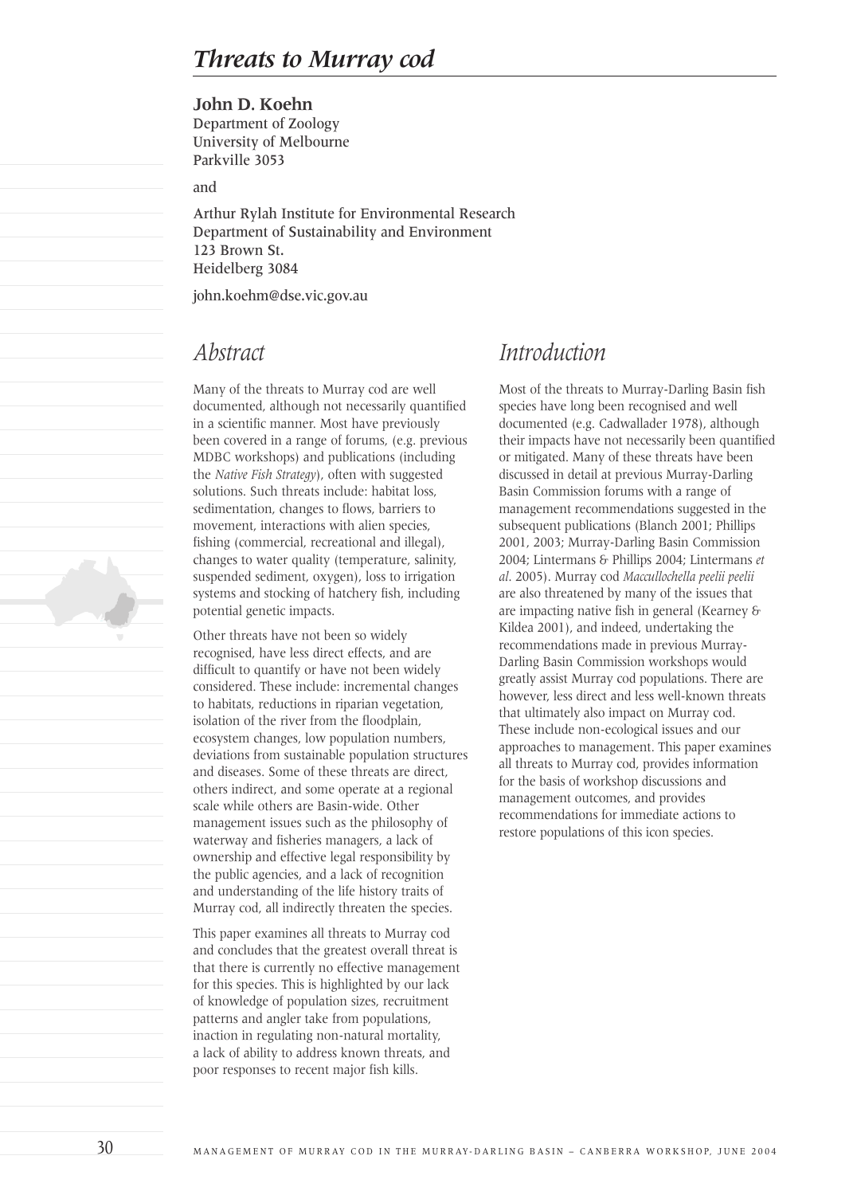# *Threats to Murray cod*

**John D. Koehn**
Department of Zoology
University of Melbourne
Parkville 3053

and

Arthur Rylah Institute for Environmental Research
Department of Sustainability and Environment
123 Brown St.
Heidelberg 3084

john.koehm@dse.vic.gov.au

## *Abstract*

Many of the threats to Murray cod are well documented, although not necessarily quantified in a scientific manner. Most have previously been covered in a range of forums, (e.g. previous MDBC workshops) and publications (including the *Native Fish Strategy*), often with suggested solutions. Such threats include: habitat loss, sedimentation, changes to flows, barriers to movement, interactions with alien species, fishing (commercial, recreational and illegal), changes to water quality (temperature, salinity, suspended sediment, oxygen), loss to irrigation systems and stocking of hatchery fish, including potential genetic impacts.

Other threats have not been so widely recognised, have less direct effects, and are difficult to quantify or have not been widely considered. These include: incremental changes to habitats, reductions in riparian vegetation, isolation of the river from the floodplain, ecosystem changes, low population numbers, deviations from sustainable population structures and diseases. Some of these threats are direct, others indirect, and some operate at a regional scale while others are Basin-wide. Other management issues such as the philosophy of waterway and fisheries managers, a lack of ownership and effective legal responsibility by the public agencies, and a lack of recognition and understanding of the life history traits of Murray cod, all indirectly threaten the species.

This paper examines all threats to Murray cod and concludes that the greatest overall threat is that there is currently no effective management for this species. This is highlighted by our lack of knowledge of population sizes, recruitment patterns and angler take from populations, inaction in regulating non-natural mortality, a lack of ability to address known threats, and poor responses to recent major fish kills.

## *Introduction*

Most of the threats to Murray-Darling Basin fish species have long been recognised and well documented (e.g. Cadwallader 1978), although their impacts have not necessarily been quantified or mitigated. Many of these threats have been discussed in detail at previous Murray-Darling Basin Commission forums with a range of management recommendations suggested in the subsequent publications (Blanch 2001; Phillips 2001, 2003; Murray-Darling Basin Commission 2004; Lintermans & Phillips 2004; Lintermans *et al*. 2005). Murray cod *Maccullochella peelii peelii* are also threatened by many of the issues that are impacting native fish in general (Kearney & Kildea 2001), and indeed, undertaking the recommendations made in previous Murray-Darling Basin Commission workshops would greatly assist Murray cod populations. There are however, less direct and less well-known threats that ultimately also impact on Murray cod. These include non-ecological issues and our approaches to management. This paper examines all threats to Murray cod, provides information for the basis of workshop discussions and management outcomes, and provides recommendations for immediate actions to restore populations of this icon species.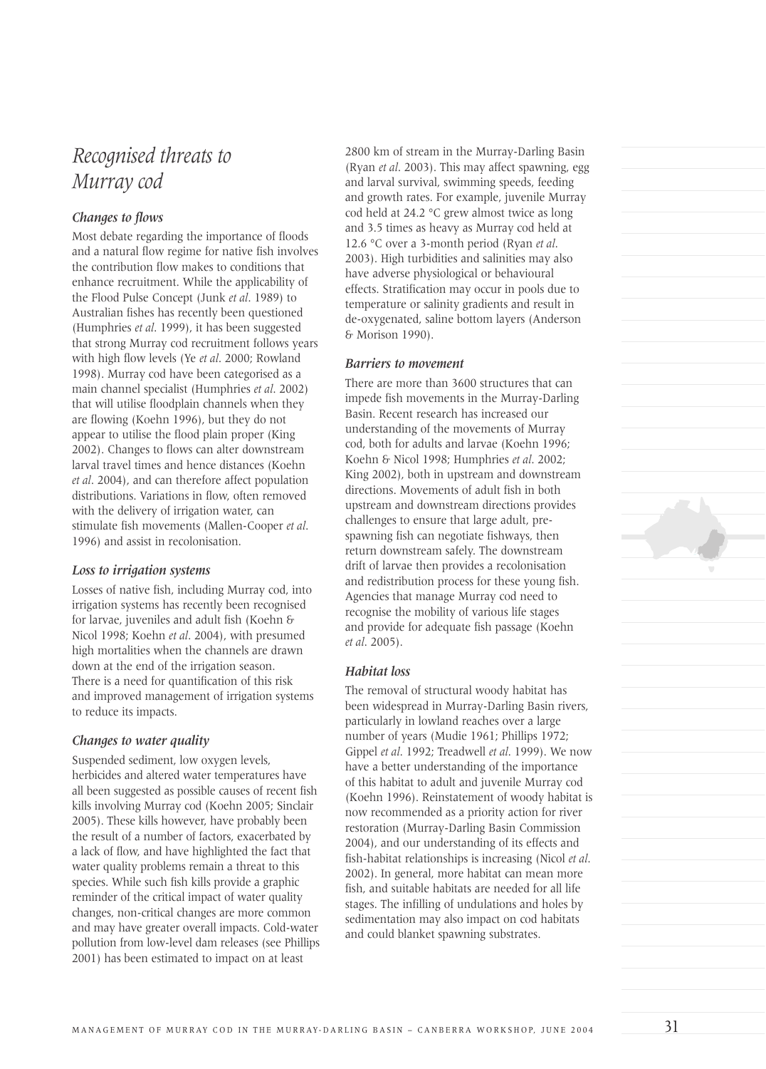# Recognised threats to Murray cod

### *Changes to flows*

Most debate regarding the importance of floods and a natural flow regime for native fish involves the contribution flow makes to conditions that enhance recruitment. While the applicability of the Flood Pulse Concept (Junk *et al*. 1989) to Australian fishes has recently been questioned (Humphries *et al*. 1999), it has been suggested that strong Murray cod recruitment follows years with high flow levels (Ye *et al*. 2000; Rowland 1998). Murray cod have been categorised as a main channel specialist (Humphries *et al*. 2002) that will utilise floodplain channels when they are flowing (Koehn 1996), but they do not appear to utilise the flood plain proper (King 2002). Changes to flows can alter downstream larval travel times and hence distances (Koehn *et al*. 2004), and can therefore affect population distributions. Variations in flow, often removed with the delivery of irrigation water, can stimulate fish movements (Mallen-Cooper *et al*. 1996) and assist in recolonisation.

### *Loss to irrigation systems*

Losses of native fish, including Murray cod, into irrigation systems has recently been recognised for larvae, juveniles and adult fish (Koehn & Nicol 1998; Koehn *et al*. 2004), with presumed high mortalities when the channels are drawn down at the end of the irrigation season. There is a need for quantification of this risk and improved management of irrigation systems to reduce its impacts.

### *Changes to water quality*

Suspended sediment, low oxygen levels, herbicides and altered water temperatures have all been suggested as possible causes of recent fish kills involving Murray cod (Koehn 2005; Sinclair 2005). These kills however, have probably been the result of a number of factors, exacerbated by a lack of flow, and have highlighted the fact that water quality problems remain a threat to this species. While such fish kills provide a graphic reminder of the critical impact of water quality changes, non-critical changes are more common and may have greater overall impacts. Cold-water pollution from low-level dam releases (see Phillips 2001) has been estimated to impact on at least 2800 km of stream in the Murray-Darling Basin (Ryan *et al*. 2003). This may affect spawning, egg and larval survival, swimming speeds, feeding and growth rates. For example, juvenile Murray cod held at 24.2 °C grew almost twice as long and 3.5 times as heavy as Murray cod held at 12.6 °C over a 3-month period (Ryan *et al*. 2003). High turbidities and salinities may also have adverse physiological or behavioural effects. Stratification may occur in pools due to temperature or salinity gradients and result in de-oxygenated, saline bottom layers (Anderson & Morison 1990).

### *Barriers to movement*

There are more than 3600 structures that can impede fish movements in the Murray-Darling Basin. Recent research has increased our understanding of the movements of Murray cod, both for adults and larvae (Koehn 1996; Koehn & Nicol 1998; Humphries *et al*. 2002; King 2002), both in upstream and downstream directions. Movements of adult fish in both upstream and downstream directions provides challenges to ensure that large adult, pre-spawning fish can negotiate fishways, then return downstream safely. The downstream drift of larvae then provides a recolonisation and redistribution process for these young fish. Agencies that manage Murray cod need to recognise the mobility of various life stages and provide for adequate fish passage (Koehn *et al*. 2005).

### *Habitat loss*

The removal of structural woody habitat has been widespread in Murray-Darling Basin rivers, particularly in lowland reaches over a large number of years (Mudie 1961; Phillips 1972; Gippel *et al*. 1992; Treadwell *et al*. 1999). We now have a better understanding of the importance of this habitat to adult and juvenile Murray cod (Koehn 1996). Reinstatement of woody habitat is now recommended as a priority action for river restoration (Murray-Darling Basin Commission 2004), and our understanding of its effects and fish-habitat relationships is increasing (Nicol *et al*. 2002). In general, more habitat can mean more fish, and suitable habitats are needed for all life stages. The infilling of undulations and holes by sedimentation may also impact on cod habitats and could blanket spawning substrates.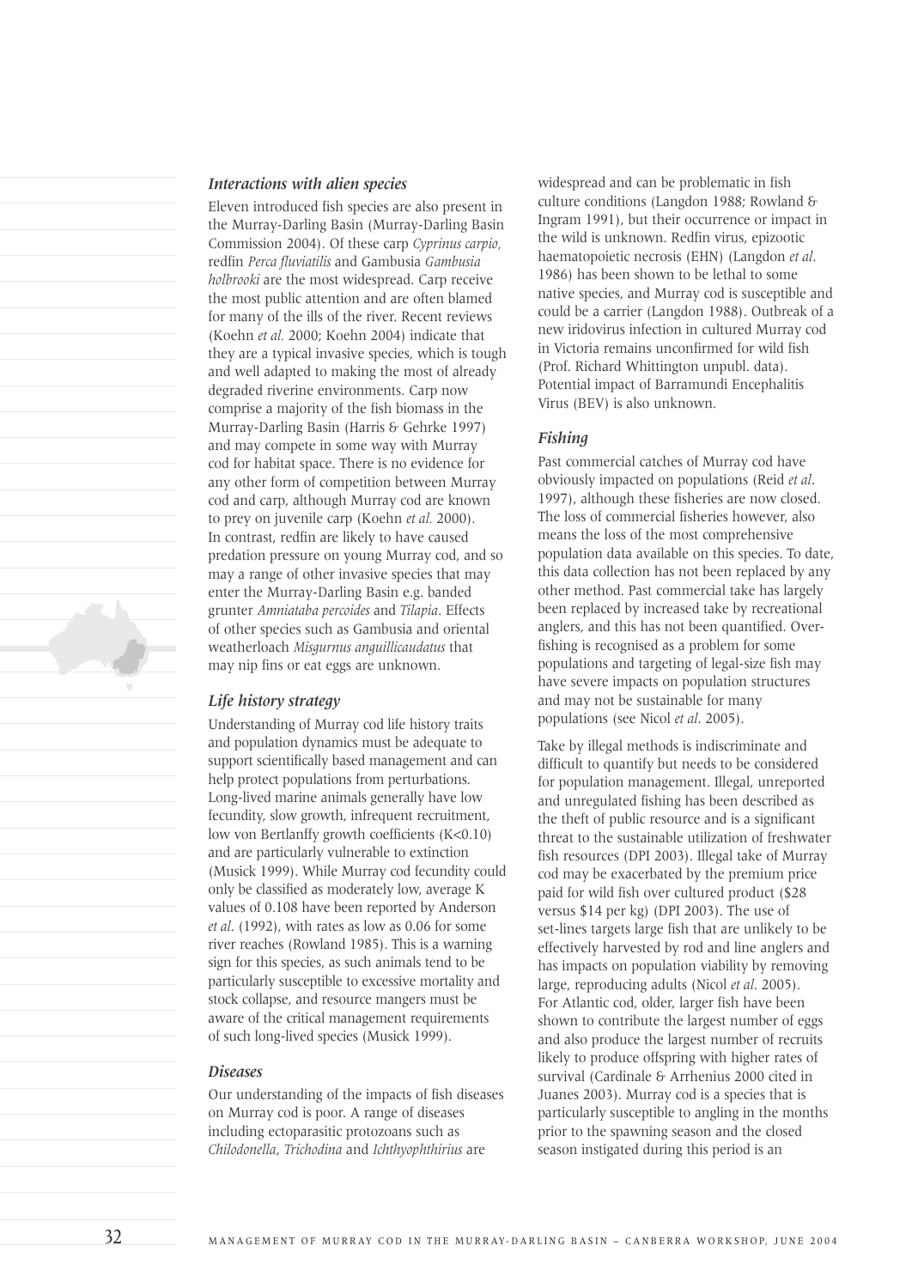### *Interactions with alien species*

Eleven introduced fish species are also present in the Murray-Darling Basin (Murray-Darling Basin Commission 2004). Of these carp *Cyprinus carpio,* redfin *Perca fluviatilis* and Gambusia *Gambusia holbrooki* are the most widespread. Carp receive the most public attention and are often blamed for many of the ills of the river. Recent reviews (Koehn *et al.* 2000; Koehn 2004) indicate that they are a typical invasive species, which is tough and well adapted to making the most of already degraded riverine environments. Carp now comprise a majority of the fish biomass in the Murray-Darling Basin (Harris & Gehrke 1997) and may compete in some way with Murray cod for habitat space. There is no evidence for any other form of competition between Murray cod and carp, although Murray cod are known to prey on juvenile carp (Koehn *et al.* 2000). In contrast, redfin are likely to have caused predation pressure on young Murray cod, and so may a range of other invasive species that may enter the Murray-Darling Basin e.g. banded grunter *Amniataba percoides* and *Tilapia*. Effects of other species such as Gambusia and oriental weatherloach *Misgurnus anguillicaudatus* that may nip fins or eat eggs are unknown.

### *Life history strategy*

Understanding of Murray cod life history traits and population dynamics must be adequate to support scientifically based management and can help protect populations from perturbations. Long-lived marine animals generally have low fecundity, slow growth, infrequent recruitment, low von Bertlanffy growth coefficients ($K<0.10$) and are particularly vulnerable to extinction (Musick 1999). While Murray cod fecundity could only be classified as moderately low, average K values of 0.108 have been reported by Anderson *et al*. (1992), with rates as low as 0.06 for some river reaches (Rowland 1985). This is a warning sign for this species, as such animals tend to be particularly susceptible to excessive mortality and stock collapse, and resource mangers must be aware of the critical management requirements of such long-lived species (Musick 1999).

### *Diseases*

Our understanding of the impacts of fish diseases on Murray cod is poor. A range of diseases including ectoparasitic protozoans such as *Chilodonella*, *Trichodina* and *Ichthyophthirius* are widespread and can be problematic in fish culture conditions (Langdon 1988; Rowland & Ingram 1991), but their occurrence or impact in the wild is unknown. Redfin virus, epizootic haematopoietic necrosis (EHN) (Langdon *et al*. 1986) has been shown to be lethal to some native species, and Murray cod is susceptible and could be a carrier (Langdon 1988). Outbreak of a new iridovirus infection in cultured Murray cod in Victoria remains unconfirmed for wild fish (Prof. Richard Whittington unpubl. data). Potential impact of Barramundi Encephalitis Virus (BEV) is also unknown.

### *Fishing*

Past commercial catches of Murray cod have obviously impacted on populations (Reid *et al*. 1997), although these fisheries are now closed. The loss of commercial fisheries however, also means the loss of the most comprehensive population data available on this species. To date, this data collection has not been replaced by any other method. Past commercial take has largely been replaced by increased take by recreational anglers, and this has not been quantified. Over-fishing is recognised as a problem for some populations and targeting of legal-size fish may have severe impacts on population structures and may not be sustainable for many populations (see Nicol *et al*. 2005).

Take by illegal methods is indiscriminate and difficult to quantify but needs to be considered for population management. Illegal, unreported and unregulated fishing has been described as the theft of public resource and is a significant threat to the sustainable utilization of freshwater fish resources (DPI 2003). Illegal take of Murray cod may be exacerbated by the premium price paid for wild fish over cultured product ($28 versus $14 per kg) (DPI 2003). The use of set-lines targets large fish that are unlikely to be effectively harvested by rod and line anglers and has impacts on population viability by removing large, reproducing adults (Nicol *et al*. 2005). For Atlantic cod, older, larger fish have been shown to contribute the largest number of eggs and also produce the largest number of recruits likely to produce offspring with higher rates of survival (Cardinale & Arrhenius 2000 cited in Juanes 2003). Murray cod is a species that is particularly susceptible to angling in the months prior to the spawning season and the closed season instigated during this period is an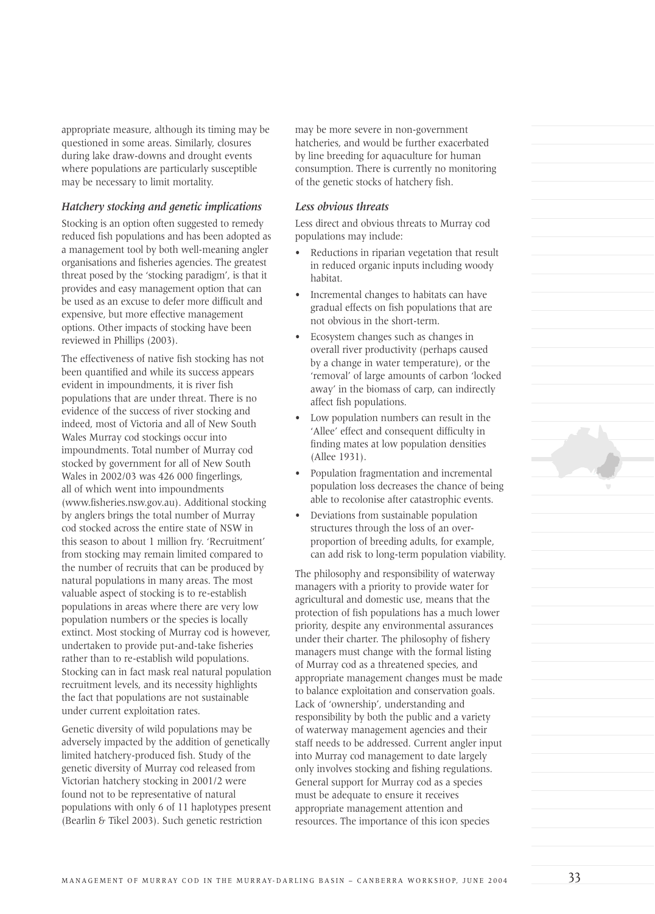appropriate measure, although its timing may be questioned in some areas. Similarly, closures during lake draw-downs and drought events where populations are particularly susceptible may be necessary to limit mortality.

### *Hatchery stocking and genetic implications*

Stocking is an option often suggested to remedy reduced fish populations and has been adopted as a management tool by both well-meaning angler organisations and fisheries agencies. The greatest threat posed by the 'stocking paradigm', is that it provides and easy management option that can be used as an excuse to defer more difficult and expensive, but more effective management options. Other impacts of stocking have been reviewed in Phillips (2003).

The effectiveness of native fish stocking has not been quantified and while its success appears evident in impoundments, it is river fish populations that are under threat. There is no evidence of the success of river stocking and indeed, most of Victoria and all of New South Wales Murray cod stockings occur into impoundments. Total number of Murray cod stocked by government for all of New South Wales in 2002/03 was 426 000 fingerlings, all of which went into impoundments (www.fisheries.nsw.gov.au). Additional stocking by anglers brings the total number of Murray cod stocked across the entire state of NSW in this season to about 1 million fry. 'Recruitment' from stocking may remain limited compared to the number of recruits that can be produced by natural populations in many areas. The most valuable aspect of stocking is to re-establish populations in areas where there are very low population numbers or the species is locally extinct. Most stocking of Murray cod is however, undertaken to provide put-and-take fisheries rather than to re-establish wild populations. Stocking can in fact mask real natural population recruitment levels, and its necessity highlights the fact that populations are not sustainable under current exploitation rates.

Genetic diversity of wild populations may be adversely impacted by the addition of genetically limited hatchery-produced fish. Study of the genetic diversity of Murray cod released from Victorian hatchery stocking in 2001/2 were found not to be representative of natural populations with only 6 of 11 haplotypes present (Bearlin & Tikel 2003). Such genetic restriction may be more severe in non-government hatcheries, and would be further exacerbated by line breeding for aquaculture for human consumption. There is currently no monitoring of the genetic stocks of hatchery fish.

### *Less obvious threats*

Less direct and obvious threats to Murray cod populations may include:

- Reductions in riparian vegetation that result in reduced organic inputs including woody habitat.
- Incremental changes to habitats can have gradual effects on fish populations that are not obvious in the short-term.
- Ecosystem changes such as changes in overall river productivity (perhaps caused by a change in water temperature), or the 'removal' of large amounts of carbon 'locked away' in the biomass of carp, can indirectly affect fish populations.
- Low population numbers can result in the 'Allee' effect and consequent difficulty in finding mates at low population densities (Allee 1931).
- Population fragmentation and incremental population loss decreases the chance of being able to recolonise after catastrophic events.
- Deviations from sustainable population structures through the loss of an over-proportion of breeding adults, for example, can add risk to long-term population viability.

The philosophy and responsibility of waterway managers with a priority to provide water for agricultural and domestic use, means that the protection of fish populations has a much lower priority, despite any environmental assurances under their charter. The philosophy of fishery managers must change with the formal listing of Murray cod as a threatened species, and appropriate management changes must be made to balance exploitation and conservation goals. Lack of 'ownership', understanding and responsibility by both the public and a variety of waterway management agencies and their staff needs to be addressed. Current angler input into Murray cod management to date largely only involves stocking and fishing regulations. General support for Murray cod as a species must be adequate to ensure it receives appropriate management attention and resources. The importance of this icon species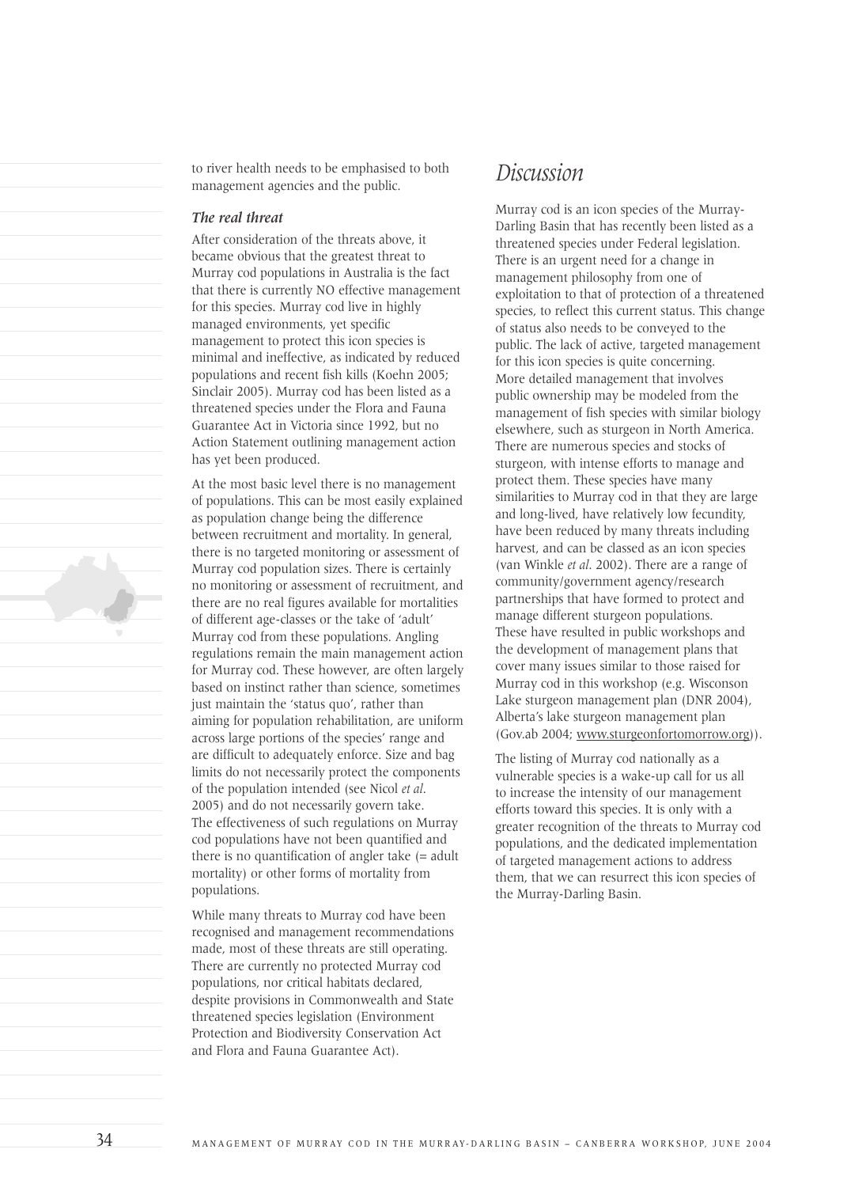to river health needs to be emphasised to both management agencies and the public.

### *The real threat*

After consideration of the threats above, it became obvious that the greatest threat to Murray cod populations in Australia is the fact that there is currently NO effective management for this species. Murray cod live in highly managed environments, yet specific management to protect this icon species is minimal and ineffective, as indicated by reduced populations and recent fish kills (Koehn 2005; Sinclair 2005). Murray cod has been listed as a threatened species under the Flora and Fauna Guarantee Act in Victoria since 1992, but no Action Statement outlining management action has yet been produced.

At the most basic level there is no management of populations. This can be most easily explained as population change being the difference between recruitment and mortality. In general, there is no targeted monitoring or assessment of Murray cod population sizes. There is certainly no monitoring or assessment of recruitment, and there are no real figures available for mortalities of different age-classes or the take of 'adult' Murray cod from these populations. Angling regulations remain the main management action for Murray cod. These however, are often largely based on instinct rather than science, sometimes just maintain the 'status quo', rather than aiming for population rehabilitation, are uniform across large portions of the species' range and are difficult to adequately enforce. Size and bag limits do not necessarily protect the components of the population intended (see Nicol *et al*. 2005) and do not necessarily govern take. The effectiveness of such regulations on Murray cod populations have not been quantified and there is no quantification of angler take (= adult mortality) or other forms of mortality from populations.

While many threats to Murray cod have been recognised and management recommendations made, most of these threats are still operating. There are currently no protected Murray cod populations, nor critical habitats declared, despite provisions in Commonwealth and State threatened species legislation (Environment Protection and Biodiversity Conservation Act and Flora and Fauna Guarantee Act).

## *Discussion*

Murray cod is an icon species of the Murray-Darling Basin that has recently been listed as a threatened species under Federal legislation. There is an urgent need for a change in management philosophy from one of exploitation to that of protection of a threatened species, to reflect this current status. This change of status also needs to be conveyed to the public. The lack of active, targeted management for this icon species is quite concerning. More detailed management that involves public ownership may be modeled from the management of fish species with similar biology elsewhere, such as sturgeon in North America. There are numerous species and stocks of sturgeon, with intense efforts to manage and protect them. These species have many similarities to Murray cod in that they are large and long-lived, have relatively low fecundity, have been reduced by many threats including harvest, and can be classed as an icon species (van Winkle *et al*. 2002). There are a range of community/government agency/research partnerships that have formed to protect and manage different sturgeon populations. These have resulted in public workshops and the development of management plans that cover many issues similar to those raised for Murray cod in this workshop (e.g. Wisconson Lake sturgeon management plan (DNR 2004), Alberta's lake sturgeon management plan (Gov.ab 2004; www.sturgeonfortomorrow.org)).

The listing of Murray cod nationally as a vulnerable species is a wake-up call for us all to increase the intensity of our management efforts toward this species. It is only with a greater recognition of the threats to Murray cod populations, and the dedicated implementation of targeted management actions to address them, that we can resurrect this icon species of the Murray-Darling Basin.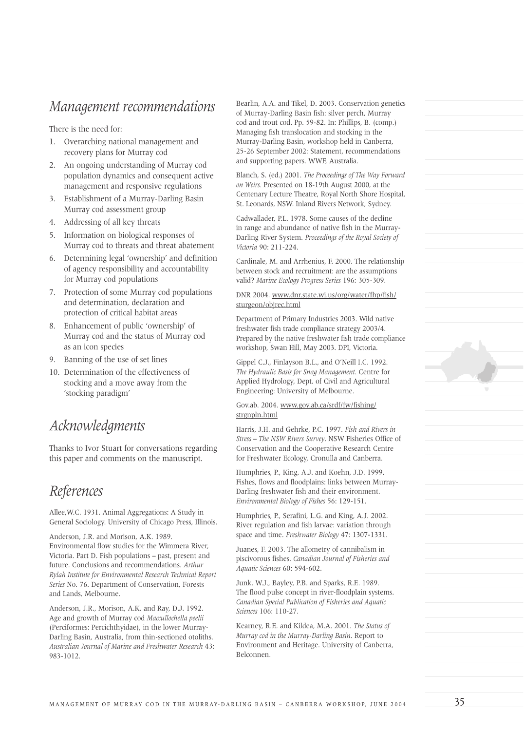## Management recommendations

There is the need for:

1. Overarching national management and recovery plans for Murray cod
2. An ongoing understanding of Murray cod population dynamics and consequent active management and responsive regulations
3. Establishment of a Murray-Darling Basin Murray cod assessment group
4. Addressing of all key threats
5. Information on biological responses of Murray cod to threats and threat abatement
6. Determining legal 'ownership' and definition of agency responsibility and accountability for Murray cod populations
7. Protection of some Murray cod populations and determination, declaration and protection of critical habitat areas
8. Enhancement of public 'ownership' of Murray cod and the status of Murray cod as an icon species
9. Banning of the use of set lines
10. Determination of the effectiveness of stocking and a move away from the 'stocking paradigm'

## Acknowledgments

Thanks to Ivor Stuart for conversations regarding this paper and comments on the manuscript.

## References

Allee,W.C. 1931. Animal Aggregations: A Study in General Sociology. University of Chicago Press, Illinois.

Anderson, J.R. and Morison, A.K. 1989. Environmental flow studies for the Wimmera River, Victoria. Part D. Fish populations – past, present and future. Conclusions and recommendations. *Arthur Rylah Institute for Environmental Research Technical Report Series* No. 76. Department of Conservation, Forests and Lands, Melbourne.

Anderson, J.R., Morison, A.K. and Ray, D.J. 1992. Age and growth of Murray cod *Maccullochella peelii* (Perciformes: Percichthyidae), in the lower Murray-Darling Basin, Australia, from thin-sectioned otoliths. *Australian Journal of Marine and Freshwater Research* 43: 983-1012.

Bearlin, A.A. and Tikel, D. 2003. Conservation genetics of Murray-Darling Basin fish: silver perch, Murray cod and trout cod. Pp. 59-82. In: Phillips, B. (comp.) Managing fish translocation and stocking in the Murray-Darling Basin, workshop held in Canberra, 25-26 September 2002: Statement, recommendations and supporting papers. WWF, Australia.

Blanch, S. (ed.) 2001. *The Proceedings of The Way Forward on Weirs.* Presented on 18-19th August 2000, at the Centenary Lecture Theatre, Royal North Shore Hospital, St. Leonards, NSW. Inland Rivers Network, Sydney.

Cadwallader, P.L. 1978. Some causes of the decline in range and abundance of native fish in the Murray-Darling River System. *Proceedings of the Royal Society of Victoria* 90: 211-224.

Cardinale, M. and Arrhenius, F. 2000. The relationship between stock and recruitment: are the assumptions valid? *Marine Ecology Progress Series* 196: 305-309.

DNR 2004. www.dnr.state.wi.us/org/water/fhp/fish/sturgeon/objrec.html

Department of Primary Industries 2003. Wild native freshwater fish trade compliance strategy 2003/4. Prepared by the native freshwater fish trade compliance workshop, Swan Hill, May 2003. DPI, Victoria.

Gippel C.J., Finlayson B.L., and O'Neill I.C. 1992. *The Hydraulic Basis for Snag Management.* Centre for Applied Hydrology, Dept. of Civil and Agricultural Engineering: University of Melbourne.

Gov.ab. 2004. www.gov.ab.ca/srdf/fw/fishing/strgnpln.html

Harris, J.H. and Gehrke, P.C. 1997. *Fish and Rivers in Stress – The NSW Rivers Survey*. NSW Fisheries Office of Conservation and the Cooperative Research Centre for Freshwater Ecology, Cronulla and Canberra.

Humphries, P., King, A.J. and Koehn, J.D. 1999. Fishes, flows and floodplains: links between Murray-Darling freshwater fish and their environment. *Environmental Biology of Fishes* 56: 129-151.

Humphries, P., Serafini, L.G. and King, A.J. 2002. River regulation and fish larvae: variation through space and time. *Freshwater Biology* 47: 1307-1331.

Juanes, F. 2003. The allometry of cannibalism in piscivorous fishes. *Canadian Journal of Fisheries and Aquatic Sciences* 60: 594-602.

Junk, W.J., Bayley, P.B. and Sparks, R.E. 1989. The flood pulse concept in river-floodplain systems. *Canadian Special Publication of Fisheries and Aquatic Sciences* 106: 110-27.

Kearney, R.E. and Kildea, M.A. 2001. *The Status of Murray cod in the Murray-Darling Basin*. Report to Environment and Heritage. University of Canberra, Belconnen.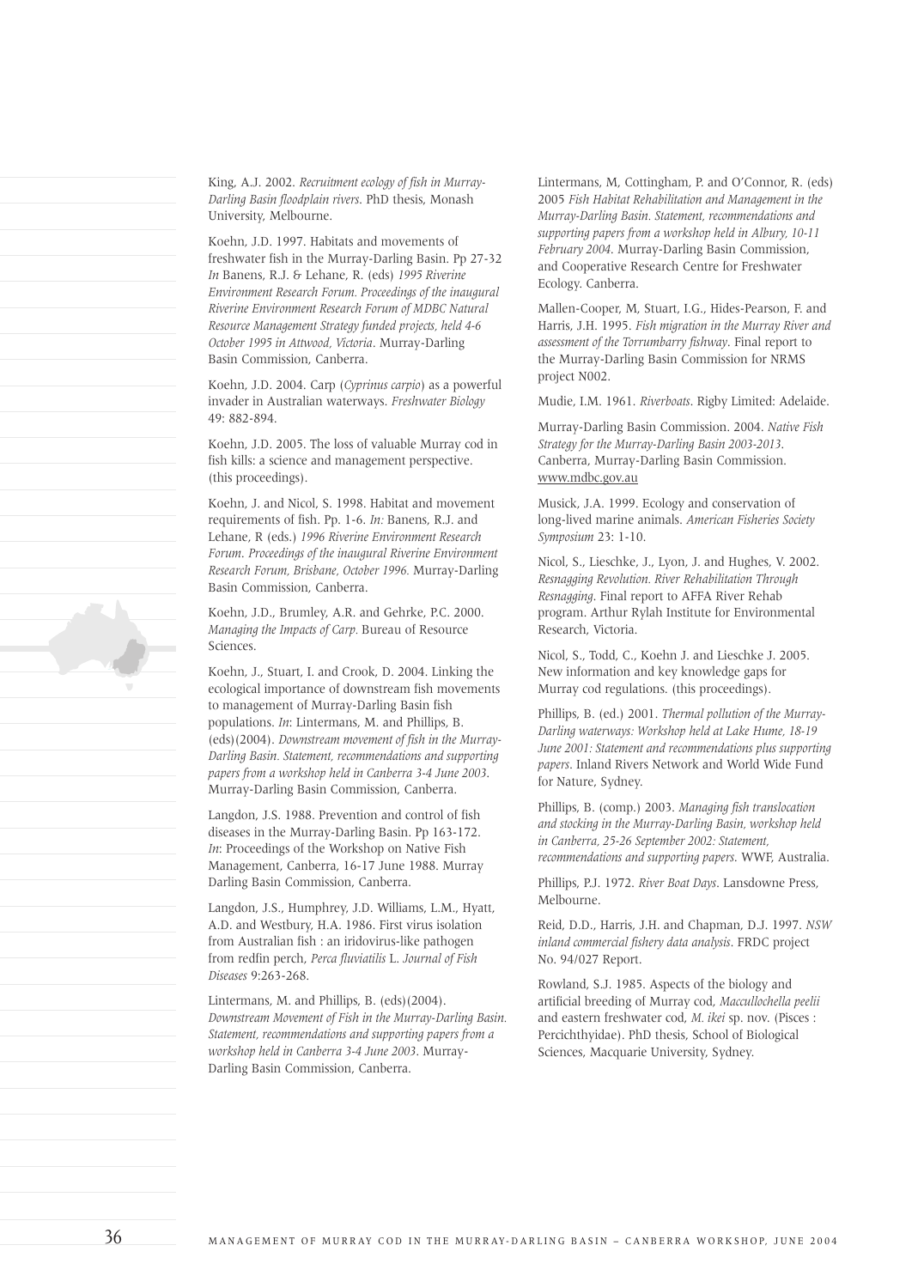King, A.J. 2002. *Recruitment ecology of fish in Murray-Darling Basin floodplain rivers*. PhD thesis, Monash University, Melbourne.

Koehn, J.D. 1997. Habitats and movements of freshwater fish in the Murray-Darling Basin. Pp 27-32 *In* Banens, R.J. & Lehane, R. (eds) *1995 Riverine Environment Research Forum. Proceedings of the inaugural Riverine Environment Research Forum of MDBC Natural Resource Management Strategy funded projects, held 4-6 October 1995 in Attwood, Victoria*. Murray-Darling Basin Commission, Canberra.

Koehn, J.D. 2004. Carp (*Cyprinus carpio*) as a powerful invader in Australian waterways. *Freshwater Biology* 49: 882-894.

Koehn, J.D. 2005. The loss of valuable Murray cod in fish kills: a science and management perspective. (this proceedings).

Koehn, J. and Nicol, S. 1998. Habitat and movement requirements of fish. Pp. 1-6. *In:* Banens, R.J. and Lehane, R (eds.) *1996 Riverine Environment Research Forum. Proceedings of the inaugural Riverine Environment Research Forum, Brisbane, October 1996.* Murray-Darling Basin Commission, Canberra.

Koehn, J.D., Brumley, A.R. and Gehrke, P.C. 2000. *Managing the Impacts of Carp.* Bureau of Resource Sciences.

Koehn, J., Stuart, I. and Crook, D. 2004. Linking the ecological importance of downstream fish movements to management of Murray-Darling Basin fish populations. *In*: Lintermans, M. and Phillips, B. (eds)(2004). *Downstream movement of fish in the Murray-Darling Basin. Statement, recommendations and supporting papers from a workshop held in Canberra 3-4 June 2003.* Murray-Darling Basin Commission, Canberra.

Langdon, J.S. 1988. Prevention and control of fish diseases in the Murray-Darling Basin. Pp 163-172. *In*: Proceedings of the Workshop on Native Fish Management, Canberra, 16-17 June 1988. Murray Darling Basin Commission, Canberra.

Langdon, J.S., Humphrey, J.D. Williams, L.M., Hyatt, A.D. and Westbury, H.A. 1986. First virus isolation from Australian fish : an iridovirus-like pathogen from redfin perch, *Perca fluviatilis* L. *Journal of Fish Diseases* 9:263-268.

Lintermans, M. and Phillips, B. (eds)(2004). *Downstream Movement of Fish in the Murray-Darling Basin. Statement, recommendations and supporting papers from a workshop held in Canberra 3-4 June 2003*. Murray-Darling Basin Commission, Canberra.

Lintermans, M, Cottingham, P. and O'Connor, R. (eds) 2005 *Fish Habitat Rehabilitation and Management in the Murray-Darling Basin. Statement, recommendations and supporting papers from a workshop held in Albury, 10-11 February 2004.* Murray-Darling Basin Commission, and Cooperative Research Centre for Freshwater Ecology. Canberra.

Mallen-Cooper, M, Stuart, I.G., Hides-Pearson, F. and Harris, J.H. 1995. *Fish migration in the Murray River and assessment of the Torrumbarry fishway*. Final report to the Murray-Darling Basin Commission for NRMS project N002.

Mudie, I.M. 1961. *Riverboats*. Rigby Limited: Adelaide.

Murray-Darling Basin Commission. 2004. *Native Fish Strategy for the Murray-Darling Basin 2003-2013.* Canberra, Murray-Darling Basin Commission. www.mdbc.gov.au

Musick, J.A. 1999. Ecology and conservation of long-lived marine animals. *American Fisheries Society Symposium* 23: 1-10.

Nicol, S., Lieschke, J., Lyon, J. and Hughes, V. 2002. *Resnagging Revolution. River Rehabilitation Through Resnagging*. Final report to AFFA River Rehab program. Arthur Rylah Institute for Environmental Research, Victoria.

Nicol, S., Todd, C., Koehn J. and Lieschke J. 2005. New information and key knowledge gaps for Murray cod regulations. (this proceedings).

Phillips, B. (ed.) 2001. *Thermal pollution of the Murray-Darling waterways: Workshop held at Lake Hume, 18-19 June 2001: Statement and recommendations plus supporting papers*. Inland Rivers Network and World Wide Fund for Nature, Sydney.

Phillips, B. (comp.) 2003. *Managing fish translocation and stocking in the Murray-Darling Basin, workshop held in Canberra, 25-26 September 2002: Statement, recommendations and supporting papers*. WWF, Australia.

Phillips, P.J. 1972. *River Boat Days*. Lansdowne Press, Melbourne.

Reid, D.D., Harris, J.H. and Chapman, D.J. 1997. *NSW inland commercial fishery data analysis*. FRDC project No. 94/027 Report.

Rowland, S.J. 1985. Aspects of the biology and artificial breeding of Murray cod, *Maccullochella peelii* and eastern freshwater cod, *M. ikei* sp. nov. (Pisces : Percichthyidae). PhD thesis, School of Biological Sciences, Macquarie University, Sydney.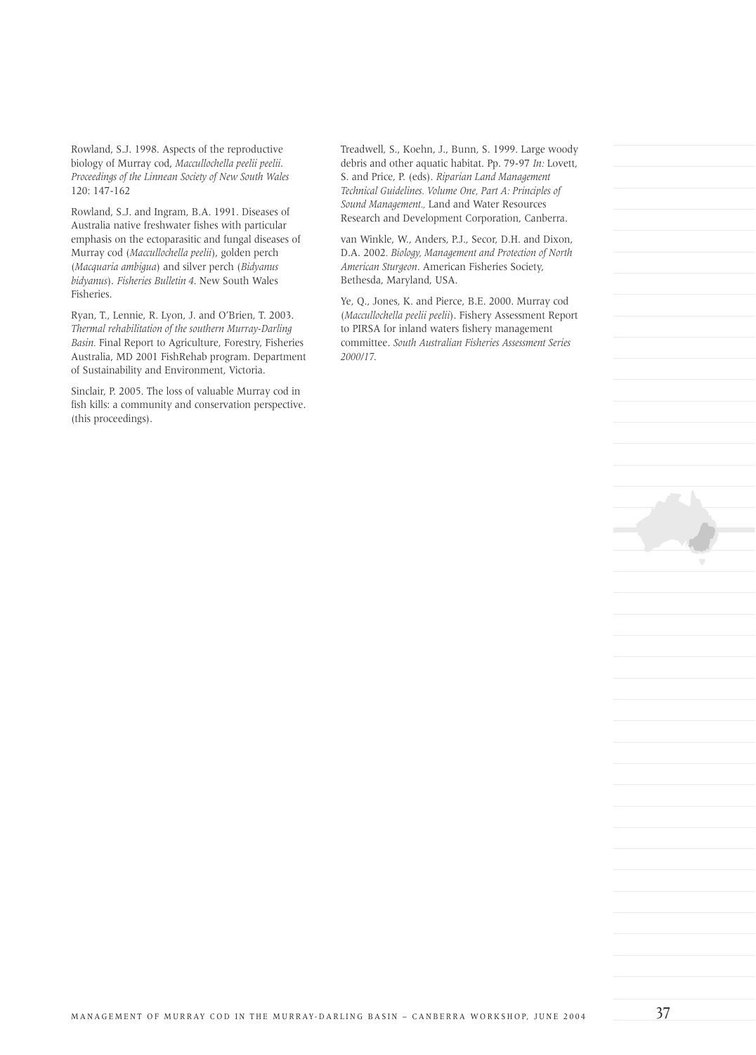Rowland, S.J. 1998. Aspects of the reproductive biology of Murray cod, *Maccullochella peelii peelii*. *Proceedings of the Linnean Society of New South Wales* 120: 147-162

Rowland, S.J. and Ingram, B.A. 1991. Diseases of Australia native freshwater fishes with particular emphasis on the ectoparasitic and fungal diseases of Murray cod (*Maccullochella peelii*), golden perch (*Macquaria ambigua*) and silver perch (*Bidyanus bidyanus*). *Fisheries Bulletin 4*. New South Wales Fisheries.

Ryan, T., Lennie, R. Lyon, J. and O'Brien, T. 2003. *Thermal rehabilitation of the southern Murray-Darling Basin.* Final Report to Agriculture, Forestry, Fisheries Australia, MD 2001 FishRehab program. Department of Sustainability and Environment, Victoria.

Sinclair, P. 2005. The loss of valuable Murray cod in fish kills: a community and conservation perspective. (this proceedings).

Treadwell, S., Koehn, J., Bunn, S. 1999. Large woody debris and other aquatic habitat. Pp. 79-97 *In:* Lovett, S. and Price, P. (eds). *Riparian Land Management Technical Guidelines. Volume One, Part A: Principles of Sound Management.*, Land and Water Resources Research and Development Corporation, Canberra.

van Winkle, W., Anders, P.J., Secor, D.H. and Dixon, D.A. 2002. *Biology, Management and Protection of North American Sturgeon*. American Fisheries Society, Bethesda, Maryland, USA.

Ye, Q., Jones, K. and Pierce, B.E. 2000. Murray cod (*Maccullochella peelii peelii*). Fishery Assessment Report to PIRSA for inland waters fishery management committee. *South Australian Fisheries Assessment Series 2000/17*.